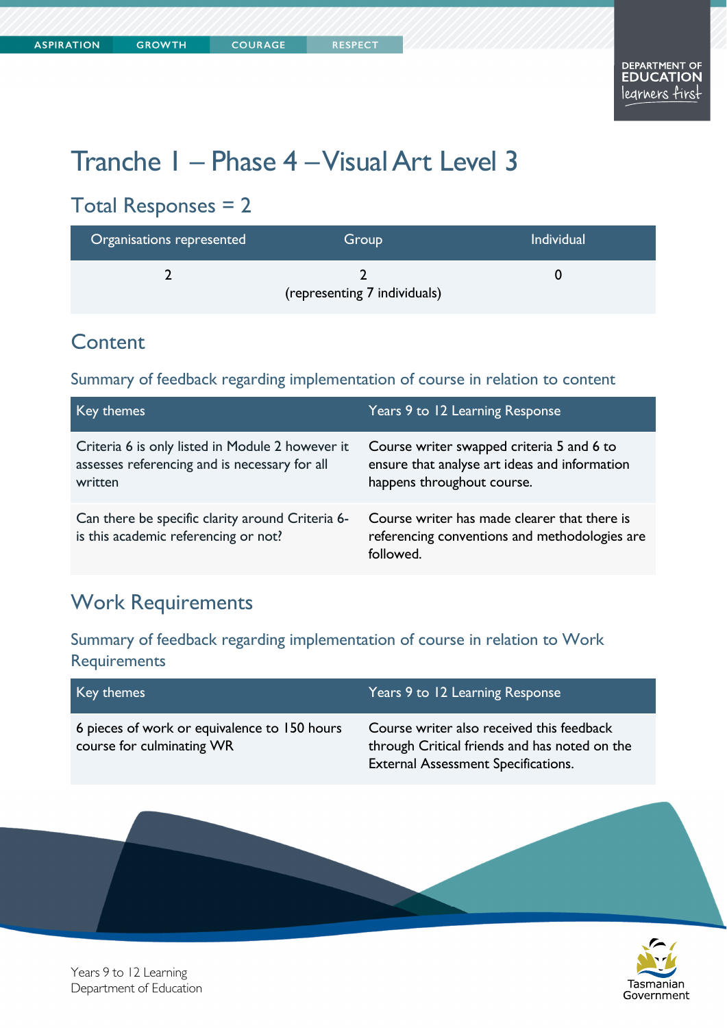# Tranche 1 – Phase 4 – Visual Art Level 3

## Total Responses = 2

| Organisations represented | Group | Individual |
| --- | --- | --- |
| 2 | 2 (representing 7 individuals) | 0 |

## Content

### Summary of feedback regarding implementation of course in relation to content

| Key themes | Years 9 to 12 Learning Response |
| --- | --- |
| Criteria 6 is only listed in Module 2 however it assesses referencing and is necessary for all written | Course writer swapped criteria 5 and 6 to ensure that analyse art ideas and information happens throughout course. |
| Can there be specific clarity around Criteria 6- is this academic referencing or not? | Course writer has made clearer that there is referencing conventions and methodologies are followed. |

## Work Requirements

### Summary of feedback regarding implementation of course in relation to Work Requirements

| Key themes | Years 9 to 12 Learning Response |
| --- | --- |
| 6 pieces of work or equivalence to 150 hours course for culminating WR | Course writer also received this feedback through Critical friends and has noted on the External Assessment Specifications. |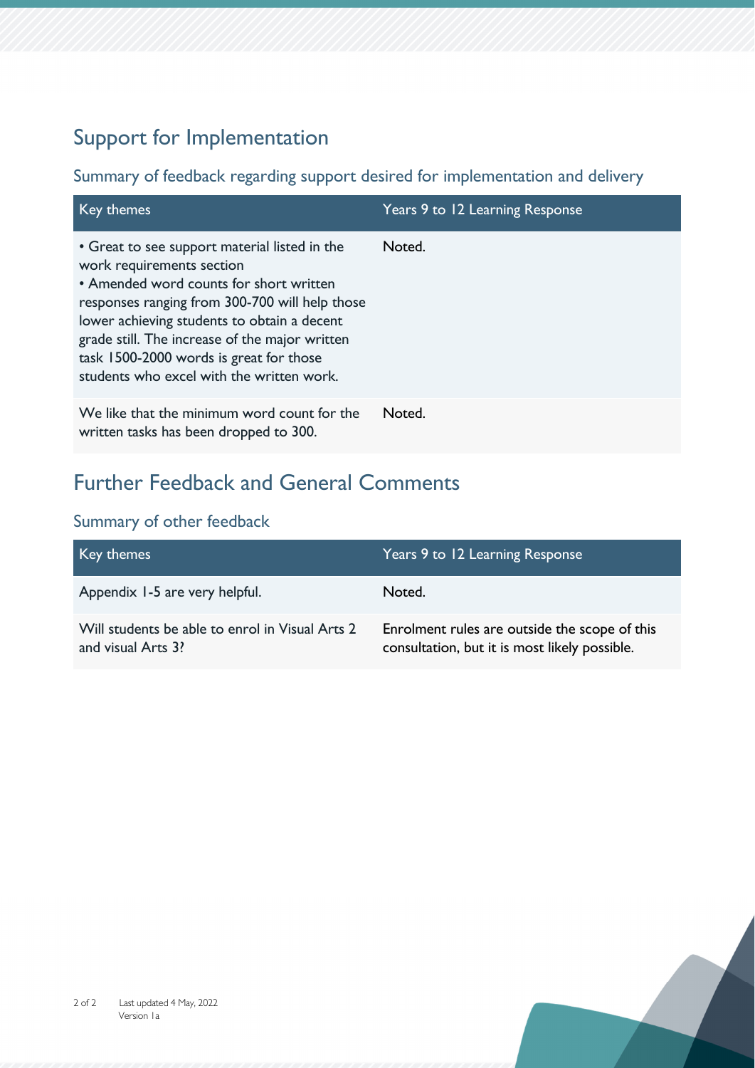# Support for Implementation

## Summary of feedback regarding support desired for implementation and delivery

| Key themes | Years 9 to 12 Learning Response |
|---|---|
| • Great to see support material listed in the work requirements section<br>• Amended word counts for short written responses ranging from 300-700 will help those lower achieving students to obtain a decent grade still. The increase of the major written task 1500-2000 words is great for those students who excel with the written work. | Noted. |
| We like that the minimum word count for the written tasks has been dropped to 300. | Noted. |

# Further Feedback and General Comments

## Summary of other feedback

| Key themes | Years 9 to 12 Learning Response |
|---|---|
| Appendix 1-5 are very helpful. | Noted. |
| Will students be able to enrol in Visual Arts 2 and visual Arts 3? | Enrolment rules are outside the scope of this consultation, but it is most likely possible. |

Last updated 4 May, 2022
Version 1a